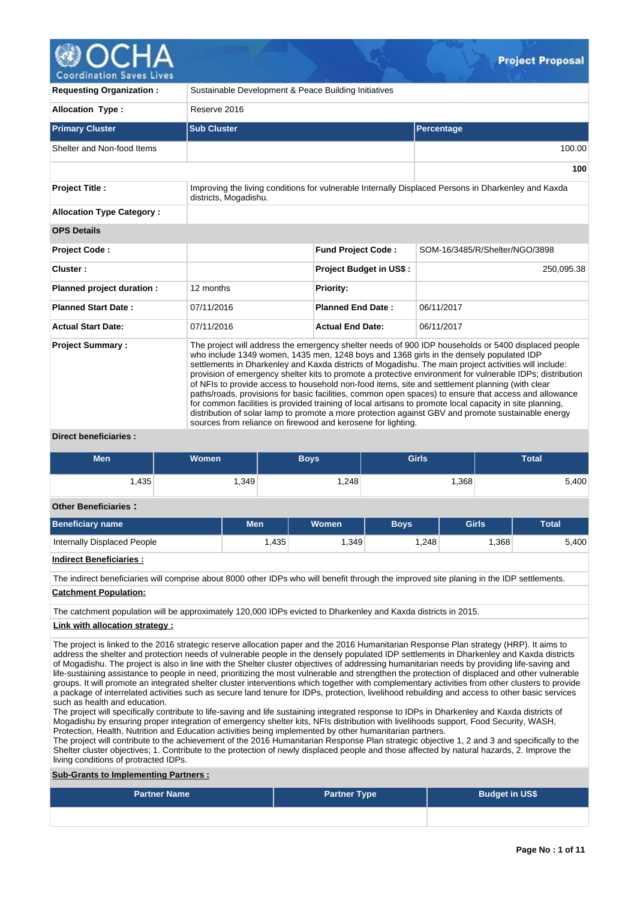# Project Proposal

| | | | |
|---|---|---|---|
| **Requesting Organization :** | Sustainable Development & Peace Building Initiatives | | |
| **Allocation Type :** | Reserve 2016 | | |

| Primary Cluster | Sub Cluster | Percentage |
|---|---|---|
| Shelter and Non-food Items | | 100.00 |
| | | **100** |

| | | | |
|---|---|---|---|
| **Project Title :** | Improving the living conditions for vulnerable Internally Displaced Persons in Dharkenley and Kaxda districts, Mogadishu. | | |
| **Allocation Type Category :** | | | |
| **OPS Details** | | | |
| **Project Code :** | | **Fund Project Code :** | SOM-16/3485/R/Shelter/NGO/3898 |
| **Cluster :** | | **Project Budget in US$ :** | 250,095.38 |
| **Planned project duration :** | 12 months | **Priority:** | |
| **Planned Start Date :** | 07/11/2016 | **Planned End Date :** | 06/11/2017 |
| **Actual Start Date:** | 07/11/2016 | **Actual End Date:** | 06/11/2017 |
| **Project Summary :** | The project will address the emergency shelter needs of 900 IDP households or 5400 displaced people who include 1349 women, 1435 men, 1248 boys and 1368 girls in the densely populated IDP settlements in Dharkenley and Kaxda districts of Mogadishu. The main project activities will include: provision of emergency shelter kits to promote a protective environment for vulnerable IDPs; distribution of NFIs to provide access to household non-food items, site and settlement planning (with clear paths/roads, provisions for basic facilities, common open spaces) to ensure that access and allowance for common facilities is provided training of local artisans to promote local capacity in site planning, distribution of solar lamp to promote a more protection against GBV and promote sustainable energy sources from reliance on firewood and kerosene for lighting. | | |

**Direct beneficiaries :**

| Men | Women | Boys | Girls | Total |
|---|---|---|---|---|
| 1,435 | 1,349 | 1,248 | 1,368 | 5,400 |

**Other Beneficiaries :**

| Beneficiary name | Men | Women | Boys | Girls | Total |
|---|---|---|---|---|---|
| Internally Displaced People | 1,435 | 1,349 | 1,248 | 1,368 | 5,400 |

**Indirect Beneficiaries :**

The indirect beneficiaries will comprise about 8000 other IDPs who will benefit through the improved site planing in the IDP settlements.

**Catchment Population:**

The catchment population will be approximately 120,000 IDPs evicted to Dharkenley and Kaxda districts in 2015.

**Link with allocation strategy :**

The project is linked to the 2016 strategic reserve allocation paper and the 2016 Humanitarian Response Plan strategy (HRP). It aims to address the shelter and protection needs of vulnerable people in the densely populated IDP settlements in Dharkenley and Kaxda districts of Mogadishu. The project is also in line with the Shelter cluster objectives of addressing humanitarian needs by providing life-saving and life-sustaining assistance to people in need, prioritizing the most vulnerable and strengthen the protection of displaced and other vulnerable groups. It will promote an integrated shelter cluster interventions which together with complementary activities from other clusters to provide a package of interrelated activities such as secure land tenure for IDPs, protection, livelihood rebuilding and access to other basic services such as health and education.
The project will specifically contribute to life-saving and life sustaining integrated response to IDPs in Dharkenley and Kaxda districts of Mogadishu by ensuring proper integration of emergency shelter kits, NFIs distribution with livelihoods support, Food Security, WASH, Protection, Health, Nutrition and Education activities being implemented by other humanitarian partners.
The project will contribute to the achievement of the 2016 Humanitarian Response Plan strategic objective 1, 2 and 3 and specifically to the Shelter cluster objectives; 1. Contribute to the protection of newly displaced people and those affected by natural hazards, 2. Improve the living conditions of protracted IDPs.

**Sub-Grants to Implementing Partners :**

| Partner Name | Partner Type | Budget in US$ |
|---|---|---|
| | | |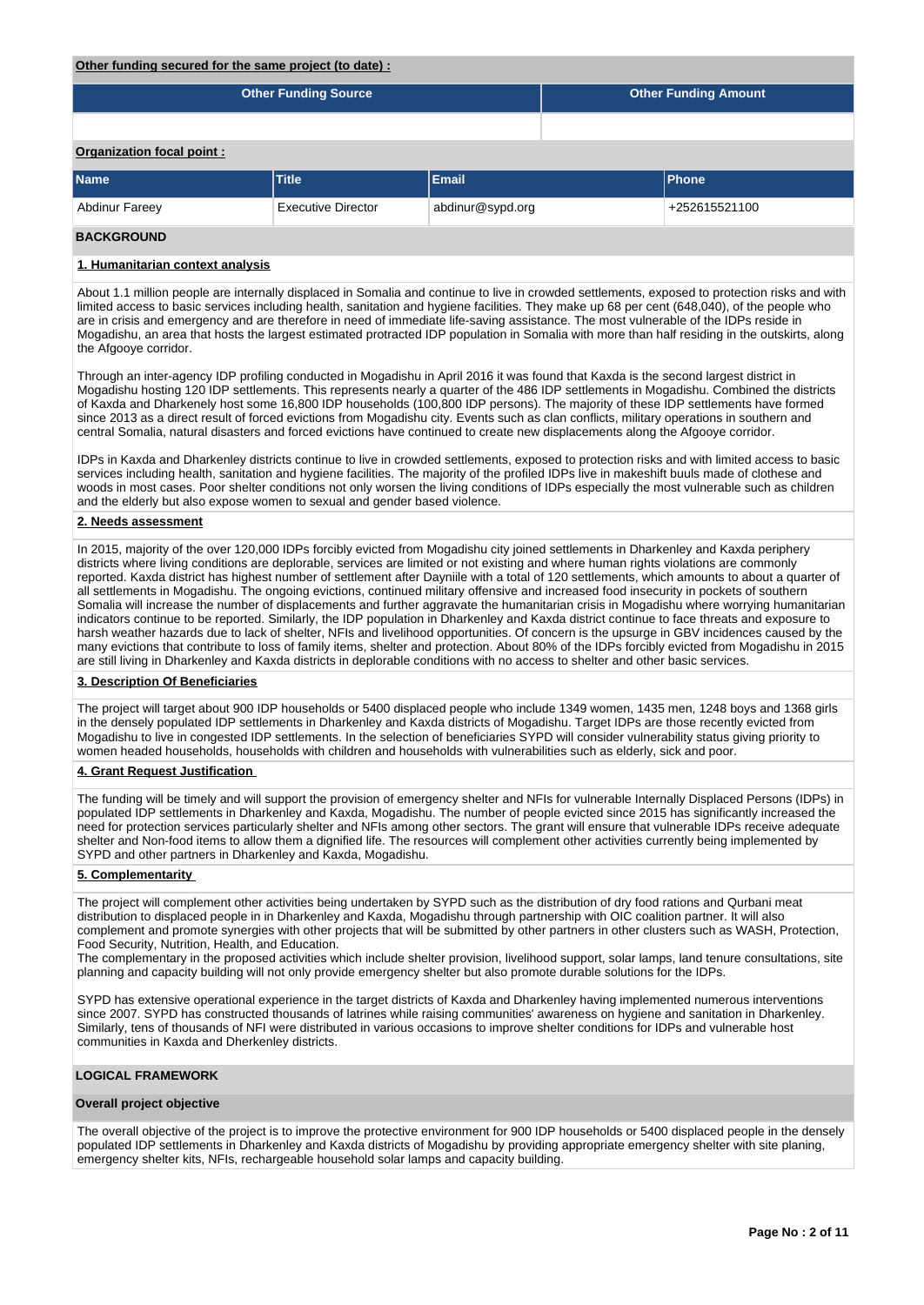**Other funding secured for the same project (to date) :**

| Other Funding Source | Other Funding Amount |
|---|---|
| | |

**Organization focal point :**

| Name | Title | Email | Phone |
|---|---|---|---|
| Abdinur Fareey | Executive Director | abdinur@sypd.org | +252615521100 |

## BACKGROUND

### 1. Humanitarian context analysis

About 1.1 million people are internally displaced in Somalia and continue to live in crowded settlements, exposed to protection risks and with limited access to basic services including health, sanitation and hygiene facilities. They make up 68 per cent (648,040), of the people who are in crisis and emergency and are therefore in need of immediate life-saving assistance. The most vulnerable of the IDPs reside in Mogadishu, an area that hosts the largest estimated protracted IDP population in Somalia with more than half residing in the outskirts, along the Afgooye corridor.

Through an inter-agency IDP profiling conducted in Mogadishu in April 2016 it was found that Kaxda is the second largest district in Mogadishu hosting 120 IDP settlements. This represents nearly a quarter of the 486 IDP settlements in Mogadishu. Combined the districts of Kaxda and Dharkenely host some 16,800 IDP households (100,800 IDP persons). The majority of these IDP settlements have formed since 2013 as a direct result of forced evictions from Mogadishu city. Events such as clan conflicts, military operations in southern and central Somalia, natural disasters and forced evictions have continued to create new displacements along the Afgooye corridor.

IDPs in Kaxda and Dharkenley districts continue to live in crowded settlements, exposed to protection risks and with limited access to basic services including health, sanitation and hygiene facilities. The majority of the profiled IDPs live in makeshift buuls made of clothese and woods in most cases. Poor shelter conditions not only worsen the living conditions of IDPs especially the most vulnerable such as children and the elderly but also expose women to sexual and gender based violence.

### 2. Needs assessment

In 2015, majority of the over 120,000 IDPs forcibly evicted from Mogadishu city joined settlements in Dharkenley and Kaxda periphery districts where living conditions are deplorable, services are limited or not existing and where human rights violations are commonly reported. Kaxda district has highest number of settlement after Dayniile with a total of 120 settlements, which amounts to about a quarter of all settlements in Mogadishu. The ongoing evictions, continued military offensive and increased food insecurity in pockets of southern Somalia will increase the number of displacements and further aggravate the humanitarian crisis in Mogadishu where worrying humanitarian indicators continue to be reported. Similarly, the IDP population in Dharkenley and Kaxda district continue to face threats and exposure to harsh weather hazards due to lack of shelter, NFIs and livelihood opportunities. Of concern is the upsurge in GBV incidences caused by the many evictions that contribute to loss of family items, shelter and protection. About 80% of the IDPs forcibly evicted from Mogadishu in 2015 are still living in Dharkenley and Kaxda districts in deplorable conditions with no access to shelter and other basic services.

### 3. Description Of Beneficiaries

The project will target about 900 IDP households or 5400 displaced people who include 1349 women, 1435 men, 1248 boys and 1368 girls in the densely populated IDP settlements in Dharkenley and Kaxda districts of Mogadishu. Target IDPs are those recently evicted from Mogadishu to live in congested IDP settlements. In the selection of beneficiaries SYPD will consider vulnerability status giving priority to women headed households, households with children and households with vulnerabilities such as elderly, sick and poor.

### 4. Grant Request Justification

The funding will be timely and will support the provision of emergency shelter and NFIs for vulnerable Internally Displaced Persons (IDPs) in populated IDP settlements in Dharkenley and Kaxda, Mogadishu. The number of people evicted since 2015 has significantly increased the need for protection services particularly shelter and NFIs among other sectors. The grant will ensure that vulnerable IDPs receive adequate shelter and Non-food items to allow them a dignified life. The resources will complement other activities currently being implemented by SYPD and other partners in Dharkenley and Kaxda, Mogadishu.

### 5. Complementarity

The project will complement other activities being undertaken by SYPD such as the distribution of dry food rations and Qurbani meat distribution to displaced people in in Dharkenley and Kaxda, Mogadishu through partnership with OIC coalition partner. It will also complement and promote synergies with other projects that will be submitted by other partners in other clusters such as WASH, Protection, Food Security, Nutrition, Health, and Education.
The complementary in the proposed activities which include shelter provision, livelihood support, solar lamps, land tenure consultations, site planning and capacity building will not only provide emergency shelter but also promote durable solutions for the IDPs.

SYPD has extensive operational experience in the target districts of Kaxda and Dharkenley having implemented numerous interventions since 2007. SYPD has constructed thousands of latrines while raising communities' awareness on hygiene and sanitation in Dharkenley. Similarly, tens of thousands of NFI were distributed in various occasions to improve shelter conditions for IDPs and vulnerable host communities in Kaxda and Dherkenley districts.

## LOGICAL FRAMEWORK

### Overall project objective

The overall objective of the project is to improve the protective environment for 900 IDP households or 5400 displaced people in the densely populated IDP settlements in Dharkenley and Kaxda districts of Mogadishu by providing appropriate emergency shelter with site planing, emergency shelter kits, NFIs, rechargeable household solar lamps and capacity building.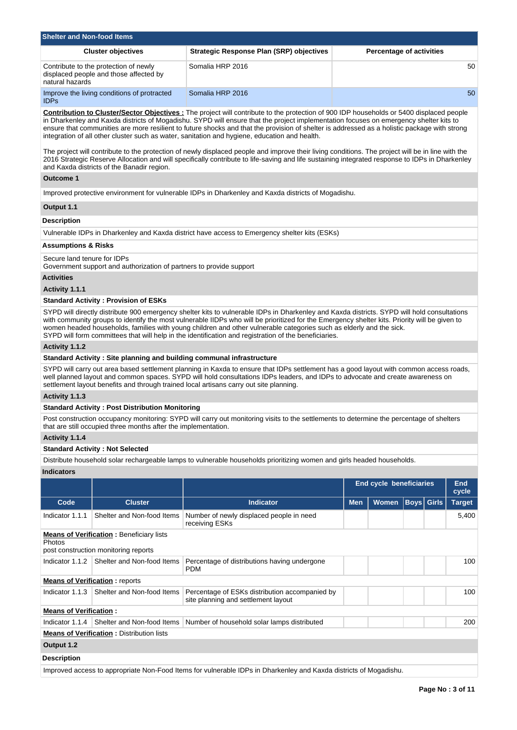## Shelter and Non-food Items

| Cluster objectives | Strategic Response Plan (SRP) objectives | Percentage of activities |
|---|---|---|
| Contribute to the protection of newly displaced people and those affected by natural hazards | Somalia HRP 2016 | 50 |
| Improve the living conditions of protracted IDPs | Somalia HRP 2016 | 50 |

**Contribution to Cluster/Sector Objectives :** The project will contribute to the protection of 900 IDP households or 5400 displaced people in Dharkenley and Kaxda districts of Mogadishu. SYPD will ensure that the project implementation focuses on emergency shelter kits to ensure that communities are more resilient to future shocks and that the provision of shelter is addressed as a holistic package with strong integration of all other cluster such as water, sanitation and hygiene, education and health.

The project will contribute to the protection of newly displaced people and improve their living conditions. The project will be in line with the 2016 Strategic Reserve Allocation and will specifically contribute to life-saving and life sustaining integrated response to IDPs in Dharkenley and Kaxda districts of the Banadir region.

### Outcome 1

Improved protective environment for vulnerable IDPs in Dharkenley and Kaxda districts of Mogadishu.

### Output 1.1

**Description**

Vulnerable IDPs in Dharkenley and Kaxda district have access to Emergency shelter kits (ESKs)

**Assumptions & Risks**

Secure land tenure for IDPs
Government support and authorization of partners to provide support

**Activities**

**Activity 1.1.1**

**Standard Activity : Provision of ESKs**

SYPD will directly distribute 900 emergency shelter kits to vulnerable IDPs in Dharkenley and Kaxda districts. SYPD will hold consultations with community groups to identify the most vulnerable IIDPs who will be prioritized for the Emergency shelter kits. Priority will be given to women headed households, families with young children and other vulnerable categories such as elderly and the sick.
SYPD will form committees that will help in the identification and registration of the beneficiaries.

**Activity 1.1.2**

**Standard Activity : Site planning and building communal infrastructure**

SYPD will carry out area based settlement planning in Kaxda to ensure that IDPs settlement has a good layout with common access roads, well planned layout and common spaces. SYPD will hold consultations IDPs leaders, and IDPs to advocate and create awareness on settlement layout benefits and through trained local artisans carry out site planning.

**Activity 1.1.3**

**Standard Activity : Post Distribution Monitoring**

Post construction occupancy monitoring: SYPD will carry out monitoring visits to the settlements to determine the percentage of shelters that are still occupied three months after the implementation.

**Activity 1.1.4**

**Standard Activity : Not Selected**

Distribute household solar rechargeable lamps to vulnerable households prioritizing women and girls headed households.

**Indicators**

| | | | End cycle beneficiaries | | | | End cycle |
|---|---|---|---|---|---|---|---|
| **Code** | **Cluster** | **Indicator** | **Men** | **Women** | **Boys** | **Girls** | **Target** |
| Indicator 1.1.1 | Shelter and Non-food Items | Number of newly displaced people in need receiving ESKs | | | | | 5,400 |
| **Means of Verification :** Beneficiary lists<br>Photos<br>post construction monitoring reports | | | | | | | |
| Indicator 1.1.2 | Shelter and Non-food Items | Percentage of distributions having undergone PDM | | | | | 100 |
| **Means of Verification :** reports | | | | | | | |
| Indicator 1.1.3 | Shelter and Non-food Items | Percentage of ESKs distribution accompanied by site planning and settlement layout | | | | | 100 |
| **Means of Verification :** | | | | | | | |
| Indicator 1.1.4 | Shelter and Non-food Items | Number of household solar lamps distributed | | | | | 200 |
| **Means of Verification :** Distribution lists | | | | | | | |

### Output 1.2

**Description**

Improved access to appropriate Non-Food Items for vulnerable IDPs in Dharkenley and Kaxda districts of Mogadishu.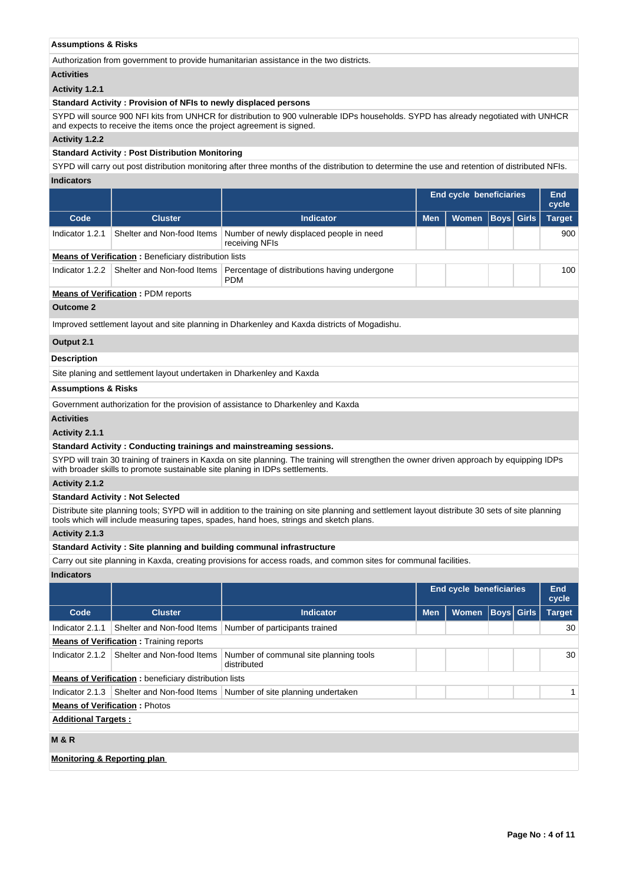**Assumptions & Risks**

Authorization from government to provide humanitarian assistance in the two districts.

**Activities**

**Activity 1.2.1**

**Standard Activity : Provision of NFIs to newly displaced persons**

SYPD will source 900 NFI kits from UNHCR for distribution to 900 vulnerable IDPs households. SYPD has already negotiated with UNHCR and expects to receive the items once the project agreement is signed.

**Activity 1.2.2**

**Standard Activity : Post Distribution Monitoring**

SYPD will carry out post distribution monitoring after three months of the distribution to determine the use and retention of distributed NFIs.

**Indicators**

| | | | End cycle beneficiaries | | | | End cycle |
|---|---|---|---|---|---|---|---|
| **Code** | **Cluster** | **Indicator** | **Men** | **Women** | **Boys** | **Girls** | **Target** |
| Indicator 1.2.1 | Shelter and Non-food Items | Number of newly displaced people in need receiving NFIs | | | | | 900 |
| **Means of Verification :** Beneficiary distribution lists | | | | | | | |
| Indicator 1.2.2 | Shelter and Non-food Items | Percentage of distributions having undergone PDM | | | | | 100 |
| **Means of Verification :** PDM reports | | | | | | | |

**Outcome 2**

Improved settlement layout and site planning in Dharkenley and Kaxda districts of Mogadishu.

**Output 2.1**

**Description**

Site planing and settlement layout undertaken in Dharkenley and Kaxda

**Assumptions & Risks**

Government authorization for the provision of assistance to Dharkenley and Kaxda

**Activities**

**Activity 2.1.1**

**Standard Activity : Conducting trainings and mainstreaming sessions.**

SYPD will train 30 training of trainers in Kaxda on site planning. The training will strengthen the owner driven approach by equipping IDPs with broader skills to promote sustainable site planing in IDPs settlements.

**Activity 2.1.2**

**Standard Activity : Not Selected**

Distribute site planning tools; SYPD will in addition to the training on site planning and settlement layout distribute 30 sets of site planning tools which will include measuring tapes, spades, hand hoes, strings and sketch plans.

**Activity 2.1.3**

**Standard Activity : Site planning and building communal infrastructure**

Carry out site planning in Kaxda, creating provisions for access roads, and common sites for communal facilities.

**Indicators**

| | | | End cycle beneficiaries | | | | End cycle |
|---|---|---|---|---|---|---|---|
| **Code** | **Cluster** | **Indicator** | **Men** | **Women** | **Boys** | **Girls** | **Target** |
| Indicator 2.1.1 | Shelter and Non-food Items | Number of participants trained | | | | | 30 |
| **Means of Verification :** Training reports | | | | | | | |
| Indicator 2.1.2 | Shelter and Non-food Items | Number of communal site planning tools distributed | | | | | 30 |
| **Means of Verification :** beneficiary distribution lists | | | | | | | |
| Indicator 2.1.3 | Shelter and Non-food Items | Number of site planning undertaken | | | | | 1 |
| **Means of Verification :** Photos | | | | | | | |

**Additional Targets :**

**M & R**

**Monitoring & Reporting plan**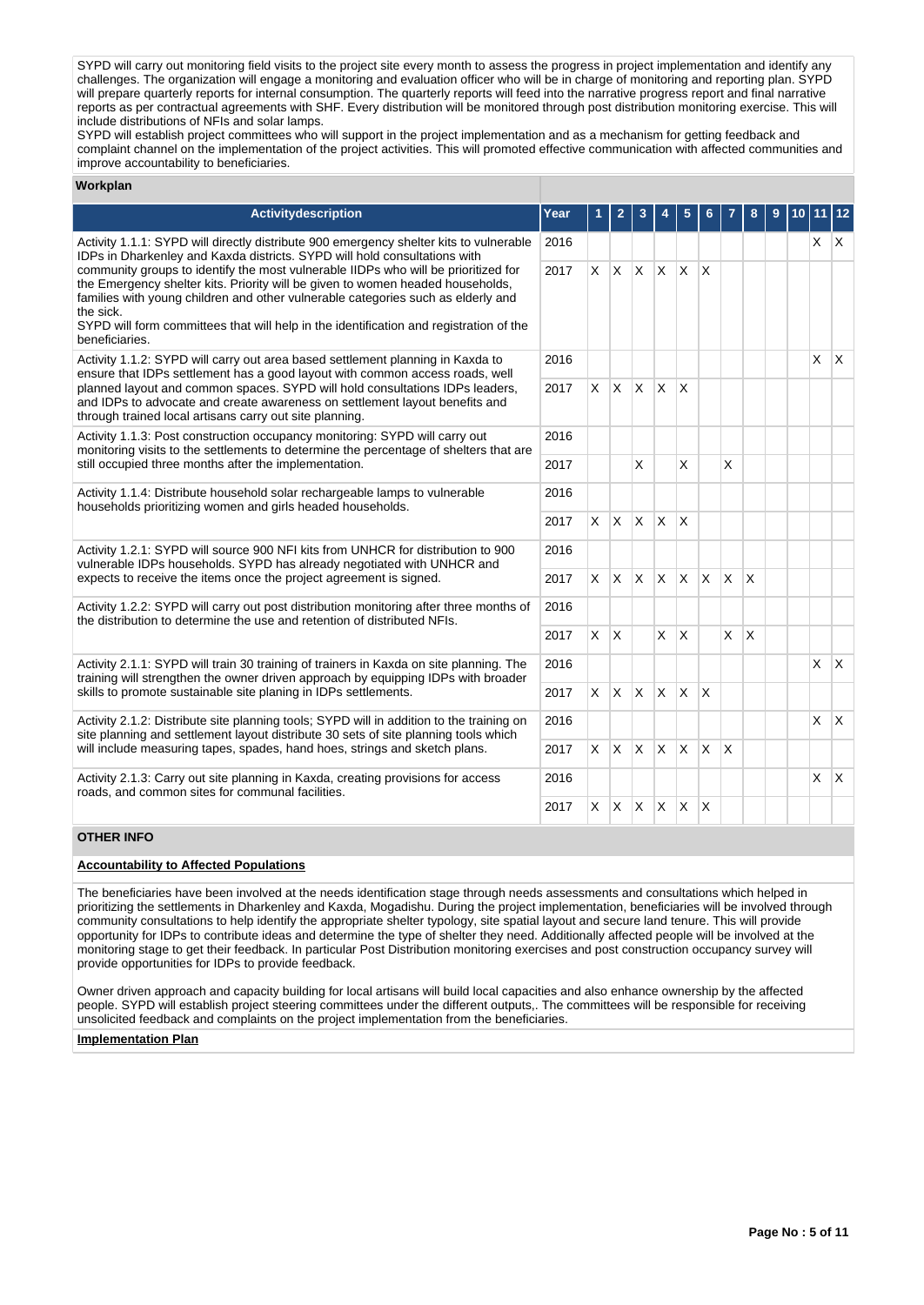SYPD will carry out monitoring field visits to the project site every month to assess the progress in project implementation and identify any challenges. The organization will engage a monitoring and evaluation officer who will be in charge of monitoring and reporting plan. SYPD will prepare quarterly reports for internal consumption. The quarterly reports will feed into the narrative progress report and final narrative reports as per contractual agreements with SHF. Every distribution will be monitored through post distribution monitoring exercise. This will include distributions of NFIs and solar lamps.

SYPD will establish project committees who will support in the project implementation and as a mechanism for getting feedback and complaint channel on the implementation of the project activities. This will promoted effective communication with affected communities and improve accountability to beneficiaries.

**Workplan**

| Activitydescription | Year | 1 | 2 | 3 | 4 | 5 | 6 | 7 | 8 | 9 | 10 | 11 | 12 |
|---|---|---|---|---|---|---|---|---|---|---|---|---|---|
| Activity 1.1.1: SYPD will directly distribute 900 emergency shelter kits to vulnerable IDPs in Dharkenley and Kaxda districts. SYPD will hold consultations with community groups to identify the most vulnerable IIDPs who will be prioritized for the Emergency shelter kits. Priority will be given to women headed households, families with young children and other vulnerable categories such as elderly and the sick. SYPD will form committees that will help in the identification and registration of the beneficiaries. | 2016 | | | | | | | | | | | X | X |
| | 2017 | X | X | X | X | X | X | | | | | | |
| Activity 1.1.2: SYPD will carry out area based settlement planning in Kaxda to ensure that IDPs settlement has a good layout with common access roads, well planned layout and common spaces. SYPD will hold consultations IDPs leaders, and IDPs to advocate and create awareness on settlement layout benefits and through trained local artisans carry out site planning. | 2016 | | | | | | | | | | | X | X |
| | 2017 | X | X | X | X | X | | | | | | | |
| Activity 1.1.3: Post construction occupancy monitoring: SYPD will carry out monitoring visits to the settlements to determine the percentage of shelters that are still occupied three months after the implementation. | 2016 | | | | | | | | | | | | |
| | 2017 | | | X | | X | | X | | | | | |
| Activity 1.1.4: Distribute household solar rechargeable lamps to vulnerable households prioritizing women and girls headed households. | 2016 | | | | | | | | | | | | |
| | 2017 | X | X | X | X | X | | | | | | | |
| Activity 1.2.1: SYPD will source 900 NFI kits from UNHCR for distribution to 900 vulnerable IDPs households. SYPD has already negotiated with UNHCR and expects to receive the items once the project agreement is signed. | 2016 | | | | | | | | | | | | |
| | 2017 | X | X | X | X | X | X | X | X | | | | |
| Activity 1.2.2: SYPD will carry out post distribution monitoring after three months of the distribution to determine the use and retention of distributed NFIs. | 2016 | | | | | | | | | | | | |
| | 2017 | X | X | | X | X | | X | X | | | | |
| Activity 2.1.1: SYPD will train 30 training of trainers in Kaxda on site planning. The training will strengthen the owner driven approach by equipping IDPs with broader skills to promote sustainable site planing in IDPs settlements. | 2016 | | | | | | | | | | | X | X |
| | 2017 | X | X | X | X | X | X | | | | | | |
| Activity 2.1.2: Distribute site planning tools; SYPD will in addition to the training on site planning and settlement layout distribute 30 sets of site planning tools which will include measuring tapes, spades, hand hoes, strings and sketch plans. | 2016 | | | | | | | | | | | X | X |
| | 2017 | X | X | X | X | X | X | X | | | | | |
| Activity 2.1.3: Carry out site planning in Kaxda, creating provisions for access roads, and common sites for communal facilities. | 2016 | | | | | | | | | | | X | X |
| | 2017 | X | X | X | X | X | X | | | | | | |

**OTHER INFO**

**Accountability to Affected Populations**

The beneficiaries have been involved at the needs identification stage through needs assessments and consultations which helped in prioritizing the settlements in Dharkenley and Kaxda, Mogadishu. During the project implementation, beneficiaries will be involved through community consultations to help identify the appropriate shelter typology, site spatial layout and secure land tenure. This will provide opportunity for IDPs to contribute ideas and determine the type of shelter they need. Additionally affected people will be involved at the monitoring stage to get their feedback. In particular Post Distribution monitoring exercises and post construction occupancy survey will provide opportunities for IDPs to provide feedback.

Owner driven approach and capacity building for local artisans will build local capacities and also enhance ownership by the affected people. SYPD will establish project steering committees under the different outputs,. The committees will be responsible for receiving unsolicited feedback and complaints on the project implementation from the beneficiaries.

**Implementation Plan**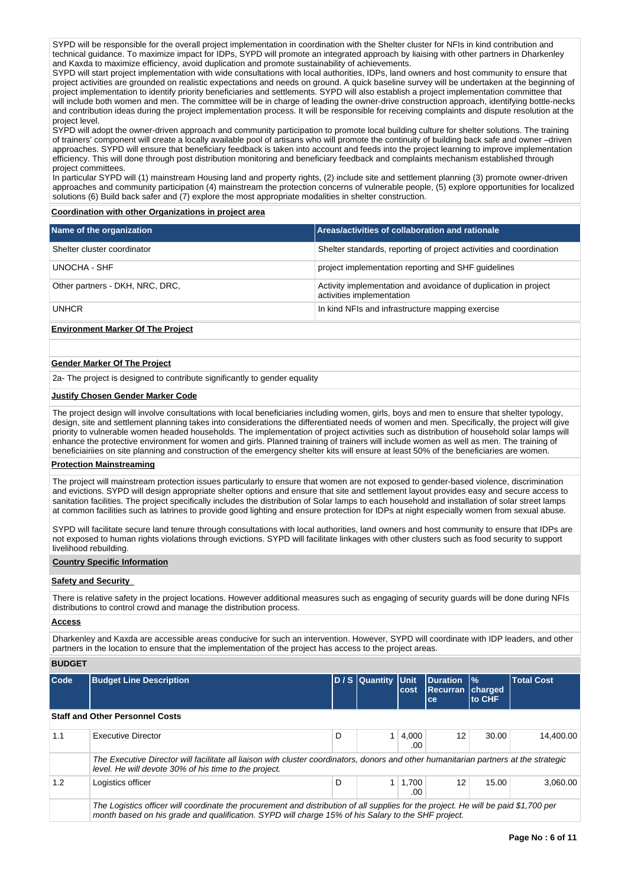SYPD will be responsible for the overall project implementation in coordination with the Shelter cluster for NFIs in kind contribution and technical guidance. To maximize impact for IDPs, SYPD will promote an integrated approach by liaising with other partners in Dharkenley and Kaxda to maximize efficiency, avoid duplication and promote sustainability of achievements.
SYPD will start project implementation with wide consultations with local authorities, IDPs, land owners and host community to ensure that project activities are grounded on realistic expectations and needs on ground. A quick baseline survey will be undertaken at the beginning of project implementation to identify priority beneficiaries and settlements. SYPD will also establish a project implementation committee that will include both women and men. The committee will be in charge of leading the owner-drive construction approach, identifying bottle-necks and contribution ideas during the project implementation process. It will be responsible for receiving complaints and dispute resolution at the project level.
SYPD will adopt the owner-driven approach and community participation to promote local building culture for shelter solutions. The training of trainers' component will create a locally available pool of artisans who will promote the continuity of building back safe and owner –driven approaches. SYPD will ensure that beneficiary feedback is taken into account and feeds into the project learning to improve implementation efficiency. This will done through post distribution monitoring and beneficiary feedback and complaints mechanism established through project committees.
In particular SYPD will (1) mainstream Housing land and property rights, (2) include site and settlement planning (3) promote owner-driven approaches and community participation (4) mainstream the protection concerns of vulnerable people, (5) explore opportunities for localized solutions (6) Build back safer and (7) explore the most appropriate modalities in shelter construction.

**Coordination with other Organizations in project area**

| Name of the organization | Areas/activities of collaboration and rationale |
|---|---|
| Shelter cluster coordinator | Shelter standards, reporting of project activities and coordination |
| UNOCHA - SHF | project implementation reporting and SHF guidelines |
| Other partners - DKH, NRC, DRC, | Activity implementation and avoidance of duplication in project activities implementation |
| UNHCR | In kind NFIs and infrastructure mapping exercise |

**Environment Marker Of The Project**

**Gender Marker Of The Project**

2a- The project is designed to contribute significantly to gender equality

**Justify Chosen Gender Marker Code**

The project design will involve consultations with local beneficiaries including women, girls, boys and men to ensure that shelter typology, design, site and settlement planning takes into considerations the differentiated needs of women and men. Specifically, the project will give priority to vulnerable women headed households. The implementation of project activities such as distribution of household solar lamps will enhance the protective environment for women and girls. Planned training of trainers will include women as well as men. The training of beneficiairiies on site planning and construction of the emergency shelter kits will ensure at least 50% of the beneficiaries are women.

**Protection Mainstreaming**

The project will mainstream protection issues particularly to ensure that women are not exposed to gender-based violence, discrimination and evictions. SYPD will design appropriate shelter options and ensure that site and settlement layout provides easy and secure access to sanitation facilities. The project specifically includes the distribution of Solar lamps to each household and installation of solar street lamps at common facilities such as latrines to provide good lighting and ensure protection for IDPs at night especially women from sexual abuse.

SYPD will facilitate secure land tenure through consultations with local authorities, land owners and host community to ensure that IDPs are not exposed to human rights violations through evictions. SYPD will facilitate linkages with other clusters such as food security to support livelihood rebuilding.

**Country Specific Information**

**Safety and Security**

There is relative safety in the project locations. However additional measures such as engaging of security guards will be done during NFIs distributions to control crowd and manage the distribution process.

**Access**

Dharkenley and Kaxda are accessible areas conducive for such an intervention. However, SYPD will coordinate with IDP leaders, and other partners in the location to ensure that the implementation of the project has access to the project areas.

**BUDGET**

| Code | Budget Line Description | D / S | Quantity | Unit cost | Duration Recurrance | % charged to CHF | Total Cost |
|---|---|---|---|---|---|---|---|
| **Staff and Other Personnel Costs** | | | | | | | |
| 1.1 | Executive Director | D | 1 | 4,000.00 | 12 | 30.00 | 14,400.00 |
| | *The Executive Director will facilitate all liaison with cluster coordinators, donors and other humanitarian partners at the strategic level. He will devote 30% of his time to the project.* | | | | | | |
| 1.2 | Logistics officer | D | 1 | 1,700.00 | 12 | 15.00 | 3,060.00 |
| | *The Logistics officer will coordinate the procurement and distribution of all supplies for the project. He will be paid $1,700 per month based on his grade and qualification. SYPD will charge 15% of his Salary to the SHF project.* | | | | | | |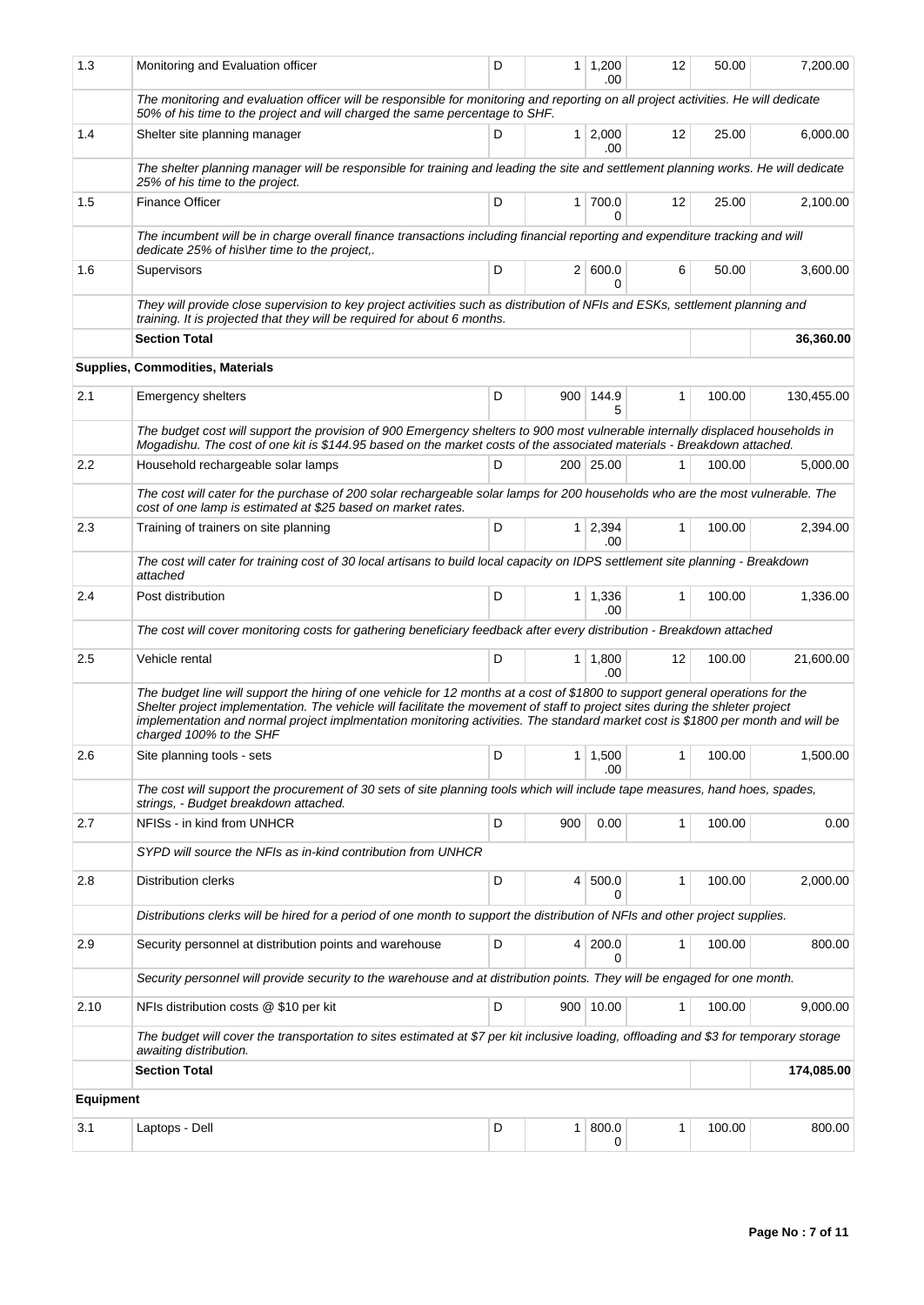| | | | | | | | |
|---|---|---|---|---|---|---|---|
| 1.3 | Monitoring and Evaluation officer | D | 1 | 1,200.00 | 12 | 50.00 | 7,200.00 |
| | *The monitoring and evaluation officer will be responsible for monitoring and reporting on all project activities. He will dedicate 50% of his time to the project and will charged the same percentage to SHF.* | | | | | | |
| 1.4 | Shelter site planning manager | D | 1 | 2,000.00 | 12 | 25.00 | 6,000.00 |
| | *The shelter planning manager will be responsible for training and leading the site and settlement planning works. He will dedicate 25% of his time to the project.* | | | | | | |
| 1.5 | Finance Officer | D | 1 | 700.00 | 12 | 25.00 | 2,100.00 |
| | *The incumbent will be in charge overall finance transactions including financial reporting and expenditure tracking and will dedicate 25% of his\her time to the project,.* | | | | | | |
| 1.6 | Supervisors | D | 2 | 600.00 | 6 | 50.00 | 3,600.00 |
| | *They will provide close supervision to key project activities such as distribution of NFIs and ESKs, settlement planning and training. It is projected that they will be required for about 6 months.* | | | | | | |
| | **Section Total** | | | | | | **36,360.00** |
| **Supplies, Commodities, Materials** | | | | | | | |
| 2.1 | Emergency shelters | D | 900 | 144.95 | 1 | 100.00 | 130,455.00 |
| | *The budget cost will support the provision of 900 Emergency shelters to 900 most vulnerable internally displaced households in Mogadishu. The cost of one kit is $144.95 based on the market costs of the associated materials - Breakdown attached.* | | | | | | |
| 2.2 | Household rechargeable solar lamps | D | 200 | 25.00 | 1 | 100.00 | 5,000.00 |
| | *The cost will cater for the purchase of 200 solar rechargeable solar lamps for 200 households who are the most vulnerable. The cost of one lamp is estimated at $25 based on market rates.* | | | | | | |
| 2.3 | Training of trainers on site planning | D | 1 | 2,394.00 | 1 | 100.00 | 2,394.00 |
| | *The cost will cater for training cost of 30 local artisans to build local capacity on IDPS settlement site planning - Breakdown attached* | | | | | | |
| 2.4 | Post distribution | D | 1 | 1,336.00 | 1 | 100.00 | 1,336.00 |
| | *The cost will cover monitoring costs for gathering beneficiary feedback after every distribution - Breakdown attached* | | | | | | |
| 2.5 | Vehicle rental | D | 1 | 1,800.00 | 12 | 100.00 | 21,600.00 |
| | *The budget line will support the hiring of one vehicle for 12 months at a cost of $1800 to support general operations for the Shelter project implementation. The vehicle will facilitate the movement of staff to project sites during the shleter project implementation and normal project implmentation monitoring activities. The standard market cost is $1800 per month and will be charged 100% to the SHF* | | | | | | |
| 2.6 | Site planning tools - sets | D | 1 | 1,500.00 | 1 | 100.00 | 1,500.00 |
| | *The cost will support the procurement of 30 sets of site planning tools which will include tape measures, hand hoes, spades, strings, - Budget breakdown attached.* | | | | | | |
| 2.7 | NFISs - in kind from UNHCR | D | 900 | 0.00 | 1 | 100.00 | 0.00 |
| | *SYPD will source the NFIs as in-kind contribution from UNHCR* | | | | | | |
| 2.8 | Distribution clerks | D | 4 | 500.00 | 1 | 100.00 | 2,000.00 |
| | *Distributions clerks will be hired for a period of one month to support the distribution of NFIs and other project supplies.* | | | | | | |
| 2.9 | Security personnel at distribution points and warehouse | D | 4 | 200.00 | 1 | 100.00 | 800.00 |
| | *Security personnel will provide security to the warehouse and at distribution points. They will be engaged for one month.* | | | | | | |
| 2.10 | NFIs distribution costs @ $10 per kit | D | 900 | 10.00 | 1 | 100.00 | 9,000.00 |
| | *The budget will cover the transportation to sites estimated at $7 per kit inclusive loading, offloading and $3 for temporary storage awaiting distribution.* | | | | | | |
| | **Section Total** | | | | | | **174,085.00** |
| **Equipment** | | | | | | | |
| 3.1 | Laptops - Dell | D | 1 | 800.00 | 1 | 100.00 | 800.00 |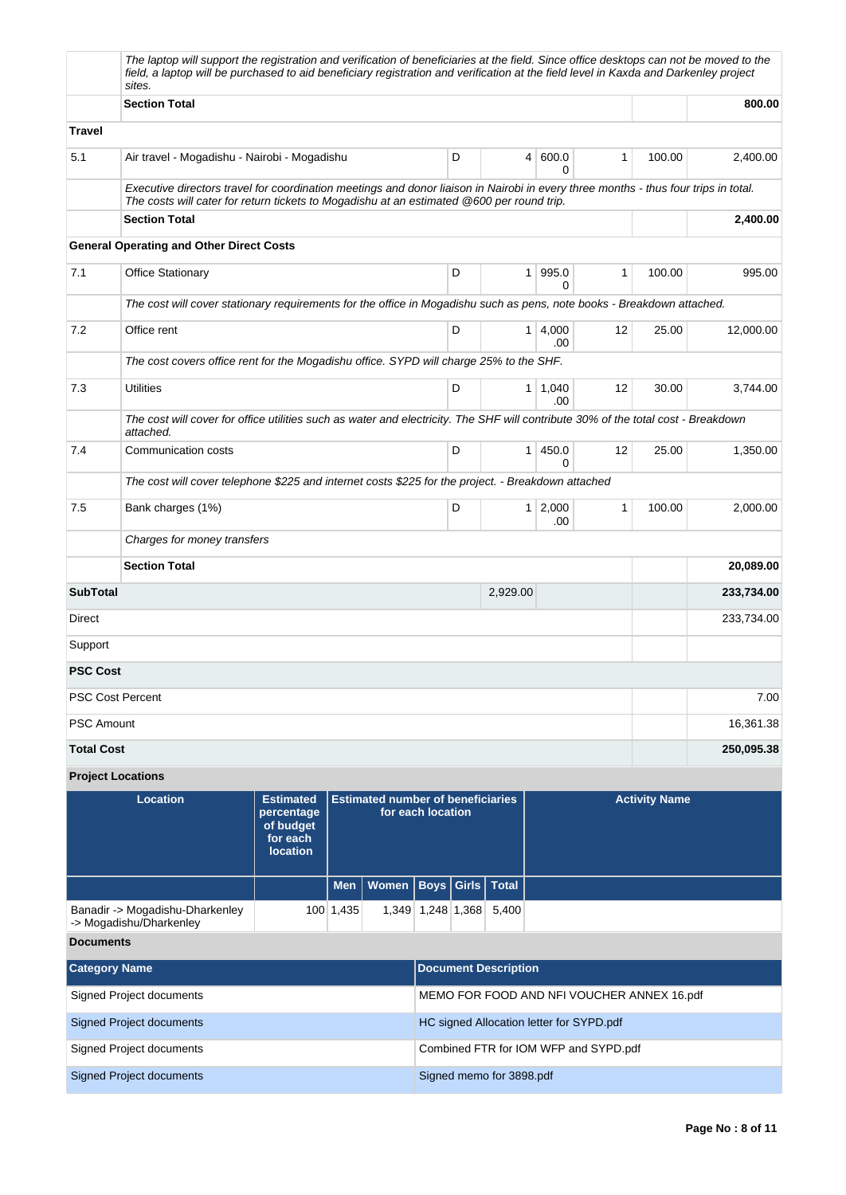| | | | | | | | |
|---|---|---|---|---|---|---|---|
| | *The laptop will support the registration and verification of beneficiaries at the field. Since office desktops can not be moved to the field, a laptop will be purchased to aid beneficiary registration and verification at the field level in Kaxda and Darkenley project sites.* | | | | | | |
| | **Section Total** | | | | | | **800.00** |
| **Travel** | | | | | | | |
| 5.1 | Air travel - Mogadishu - Nairobi - Mogadishu | D | 4 | 600.00 | 1 | 100.00 | 2,400.00 |
| | *Executive directors travel for coordination meetings and donor liaison in Nairobi in every three months - thus four trips in total. The costs will cater for return tickets to Mogadishu at an estimated @600 per round trip.* | | | | | | |
| | **Section Total** | | | | | | **2,400.00** |
| **General Operating and Other Direct Costs** | | | | | | | |
| 7.1 | Office Stationary | D | 1 | 995.00 | 1 | 100.00 | 995.00 |
| | *The cost will cover stationary requirements for the office in Mogadishu such as pens, note books - Breakdown attached.* | | | | | | |
| 7.2 | Office rent | D | 1 | 4,000.00 | 12 | 25.00 | 12,000.00 |
| | *The cost covers office rent for the Mogadishu office. SYPD will charge 25% to the SHF.* | | | | | | |
| 7.3 | Utilities | D | 1 | 1,040.00 | 12 | 30.00 | 3,744.00 |
| | *The cost will cover for office utilities such as water and electricity. The SHF will contribute 30% of the total cost - Breakdown attached.* | | | | | | |
| 7.4 | Communication costs | D | 1 | 450.00 | 12 | 25.00 | 1,350.00 |
| | *The cost will cover telephone $225 and internet costs $225 for the project. - Breakdown attached* | | | | | | |
| 7.5 | Bank charges (1%) | D | 1 | 2,000.00 | 1 | 100.00 | 2,000.00 |
| | *Charges for money transfers* | | | | | | |
| | **Section Total** | | | | | | **20,089.00** |
| **SubTotal** | | | 2,929.00 | | | | **233,734.00** |
| Direct | | | | | | | 233,734.00 |
| Support | | | | | | | |
| **PSC Cost** | | | | | | | |
| PSC Cost Percent | | | | | | | 7.00 |
| PSC Amount | | | | | | | 16,361.38 |
| **Total Cost** | | | | | | | **250,095.38** |

**Project Locations**

| Location | Estimated percentage of budget for each location | Estimated number of beneficiaries for each location | | | | | Activity Name |
|---|---|---|---|---|---|---|---|
| | | Men | Women | Boys | Girls | Total | |
| Banadir -> Mogadishu-Dharkenley -> Mogadishu/Dharkenley | 100 | 1,435 | 1,349 | 1,248 | 1,368 | 5,400 | |

**Documents**

| Category Name | Document Description |
|---|---|
| Signed Project documents | MEMO FOR FOOD AND NFI VOUCHER ANNEX 16.pdf |
| Signed Project documents | HC signed Allocation letter for SYPD.pdf |
| Signed Project documents | Combined FTR for IOM WFP and SYPD.pdf |
| Signed Project documents | Signed memo for 3898.pdf |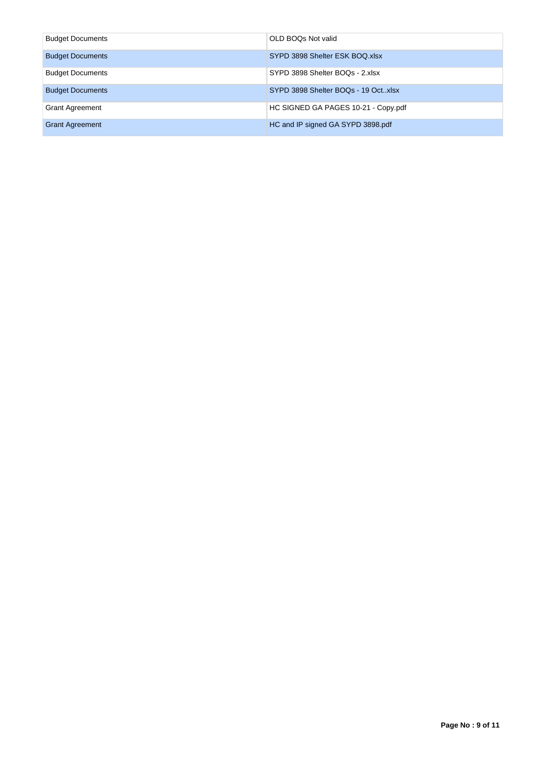| | |
|---|---|
| Budget Documents | OLD BOQs Not valid |
| Budget Documents | SYPD 3898 Shelter ESK BOQ.xlsx |
| Budget Documents | SYPD 3898 Shelter BOQs - 2.xlsx |
| Budget Documents | SYPD 3898 Shelter BOQs - 19 Oct..xlsx |
| Grant Agreement | HC SIGNED GA PAGES 10-21 - Copy.pdf |
| Grant Agreement | HC and IP signed GA SYPD 3898.pdf |